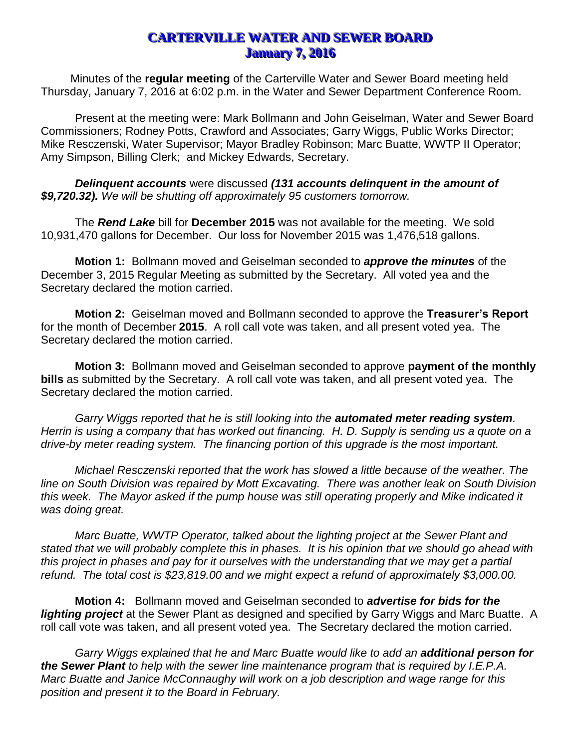# CARTERVILLE WATER AND SEWER BOARD
## January 7, 2016

Minutes of the **regular meeting** of the Carterville Water and Sewer Board meeting held Thursday, January 7, 2016 at 6:02 p.m. in the Water and Sewer Department Conference Room.

Present at the meeting were: Mark Bollmann and John Geiselman, Water and Sewer Board Commissioners; Rodney Potts, Crawford and Associates; Garry Wiggs, Public Works Director; Mike Resczenski, Water Supervisor; Mayor Bradley Robinson; Marc Buatte, WWTP II Operator; Amy Simpson, Billing Clerk; and Mickey Edwards, Secretary.

***Delinquent accounts*** were discussed ***(131 accounts delinquent in the amount of $9,720.32).*** *We will be shutting off approximately 95 customers tomorrow.*

The ***Rend Lake*** bill for **December 2015** was not available for the meeting. We sold 10,931,470 gallons for December. Our loss for November 2015 was 1,476,518 gallons.

**Motion 1:** Bollmann moved and Geiselman seconded to ***approve the minutes*** of the December 3, 2015 Regular Meeting as submitted by the Secretary. All voted yea and the Secretary declared the motion carried.

**Motion 2:** Geiselman moved and Bollmann seconded to approve the **Treasurer's Report** for the month of December **2015**. A roll call vote was taken, and all present voted yea. The Secretary declared the motion carried.

**Motion 3:** Bollmann moved and Geiselman seconded to approve **payment of the monthly bills** as submitted by the Secretary. A roll call vote was taken, and all present voted yea. The Secretary declared the motion carried.

*Garry Wiggs reported that he is still looking into the **automated meter reading system**. Herrin is using a company that has worked out financing. H. D. Supply is sending us a quote on a drive-by meter reading system. The financing portion of this upgrade is the most important.*

*Michael Resczenski reported that the work has slowed a little because of the weather. The line on South Division was repaired by Mott Excavating. There was another leak on South Division this week. The Mayor asked if the pump house was still operating properly and Mike indicated it was doing great.*

*Marc Buatte, WWTP Operator, talked about the lighting project at the Sewer Plant and stated that we will probably complete this in phases. It is his opinion that we should go ahead with this project in phases and pay for it ourselves with the understanding that we may get a partial refund. The total cost is $23,819.00 and we might expect a refund of approximately $3,000.00.*

**Motion 4:** Bollmann moved and Geiselman seconded to ***advertise for bids for the lighting project*** at the Sewer Plant as designed and specified by Garry Wiggs and Marc Buatte. A roll call vote was taken, and all present voted yea. The Secretary declared the motion carried.

*Garry Wiggs explained that he and Marc Buatte would like to add an **additional person for the Sewer Plant** to help with the sewer line maintenance program that is required by I.E.P.A. Marc Buatte and Janice McConnaughy will work on a job description and wage range for this position and present it to the Board in February.*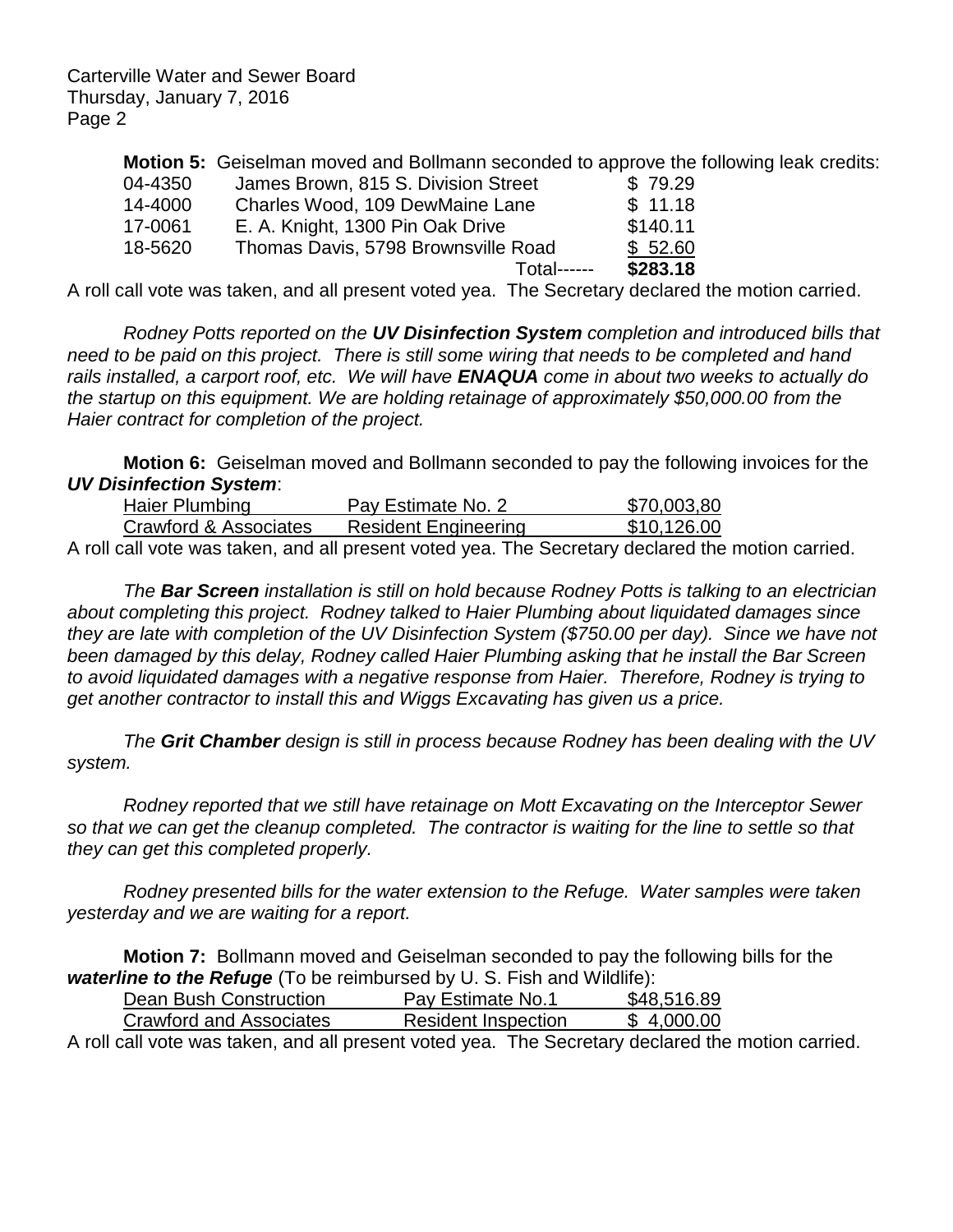**Motion 5:** Geiselman moved and Bollmann seconded to approve the following leak credits:

| | | |
|---|---|---|
| 04-4350 | James Brown, 815 S. Division Street | $ 79.29 |
| 14-4000 | Charles Wood, 109 DewMaine Lane | $ 11.18 |
| 17-0061 | E. A. Knight, 1300 Pin Oak Drive | $140.11 |
| 18-5620 | Thomas Davis, 5798 Brownsville Road | $ 52.60 |
| | Total------ | **$283.18** |

A roll call vote was taken, and all present voted yea. The Secretary declared the motion carried.

*Rodney Potts reported on the **UV Disinfection System** completion and introduced bills that need to be paid on this project. There is still some wiring that needs to be completed and hand rails installed, a carport roof, etc. We will have **ENAQUA** come in about two weeks to actually do the startup on this equipment. We are holding retainage of approximately $50,000.00 from the Haier contract for completion of the project.*

**Motion 6:** Geiselman moved and Bollmann seconded to pay the following invoices for the ***UV Disinfection System***:

| | | |
|---|---|---|
| Haier Plumbing | Pay Estimate No. 2 | $70,003,80 |
| Crawford & Associates | Resident Engineering | $10,126.00 |

A roll call vote was taken, and all present voted yea. The Secretary declared the motion carried.

*The **Bar Screen** installation is still on hold because Rodney Potts is talking to an electrician about completing this project. Rodney talked to Haier Plumbing about liquidated damages since they are late with completion of the UV Disinfection System ($750.00 per day). Since we have not been damaged by this delay, Rodney called Haier Plumbing asking that he install the Bar Screen to avoid liquidated damages with a negative response from Haier. Therefore, Rodney is trying to get another contractor to install this and Wiggs Excavating has given us a price.*

*The **Grit Chamber** design is still in process because Rodney has been dealing with the UV system.*

*Rodney reported that we still have retainage on Mott Excavating on the Interceptor Sewer so that we can get the cleanup completed. The contractor is waiting for the line to settle so that they can get this completed properly.*

*Rodney presented bills for the water extension to the Refuge. Water samples were taken yesterday and we are waiting for a report.*

**Motion 7:** Bollmann moved and Geiselman seconded to pay the following bills for the ***waterline to the Refuge*** (To be reimbursed by U. S. Fish and Wildlife):

| | | |
|---|---|---|
| Dean Bush Construction | Pay Estimate No.1 | $48,516.89 |
| Crawford and Associates | Resident Inspection | $ 4,000.00 |

A roll call vote was taken, and all present voted yea. The Secretary declared the motion carried.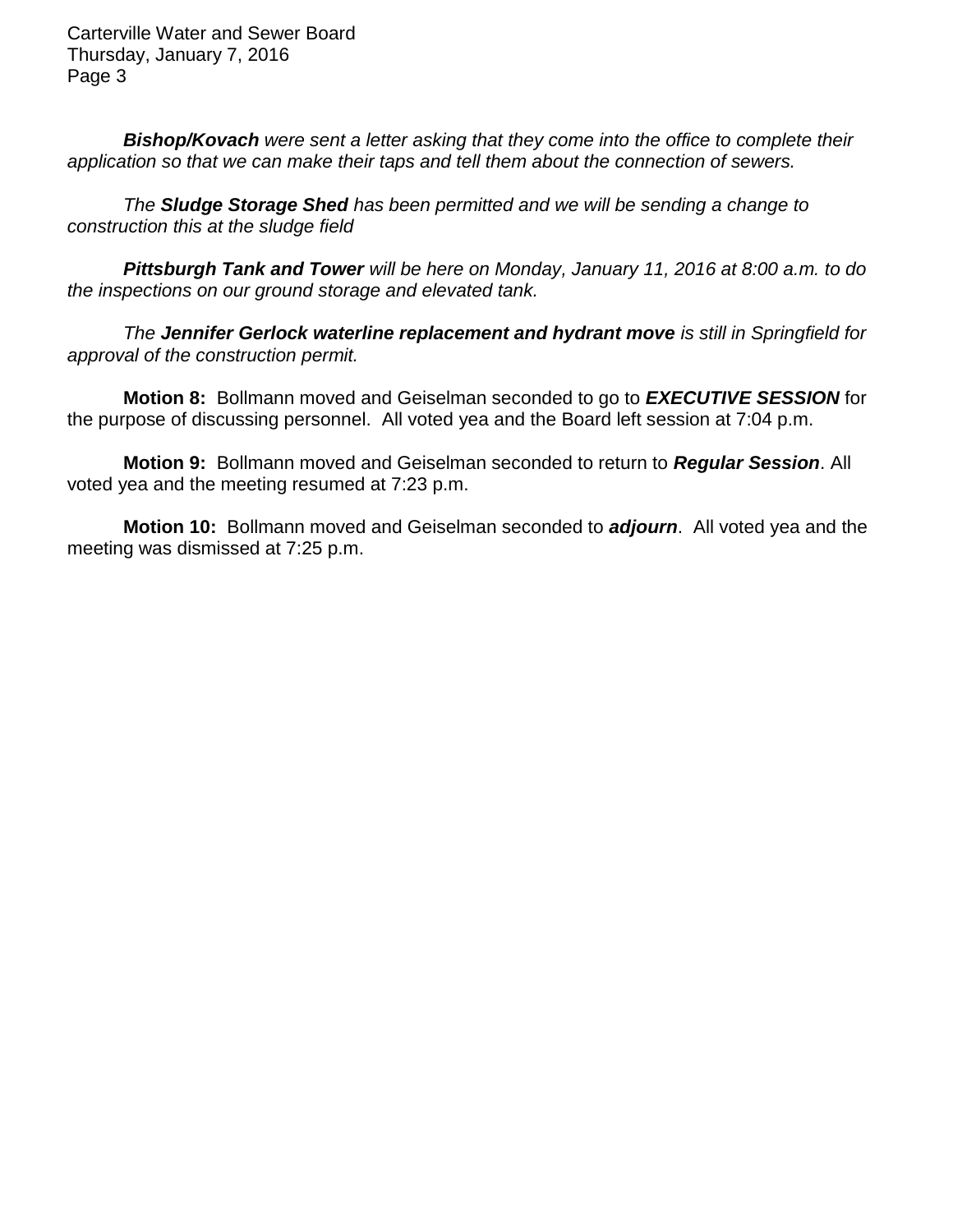***Bishop/Kovach** were sent a letter asking that they come into the office to complete their application so that we can make their taps and tell them about the connection of sewers.*

*The **Sludge Storage Shed** has been permitted and we will be sending a change to construction this at the sludge field*

***Pittsburgh Tank and Tower** will be here on Monday, January 11, 2016 at 8:00 a.m. to do the inspections on our ground storage and elevated tank.*

*The **Jennifer Gerlock waterline replacement and hydrant move** is still in Springfield for approval of the construction permit.*

**Motion 8:** Bollmann moved and Geiselman seconded to go to ***EXECUTIVE SESSION*** for the purpose of discussing personnel. All voted yea and the Board left session at 7:04 p.m.

**Motion 9:** Bollmann moved and Geiselman seconded to return to ***Regular Session***. All voted yea and the meeting resumed at 7:23 p.m.

**Motion 10:** Bollmann moved and Geiselman seconded to ***adjourn***. All voted yea and the meeting was dismissed at 7:25 p.m.